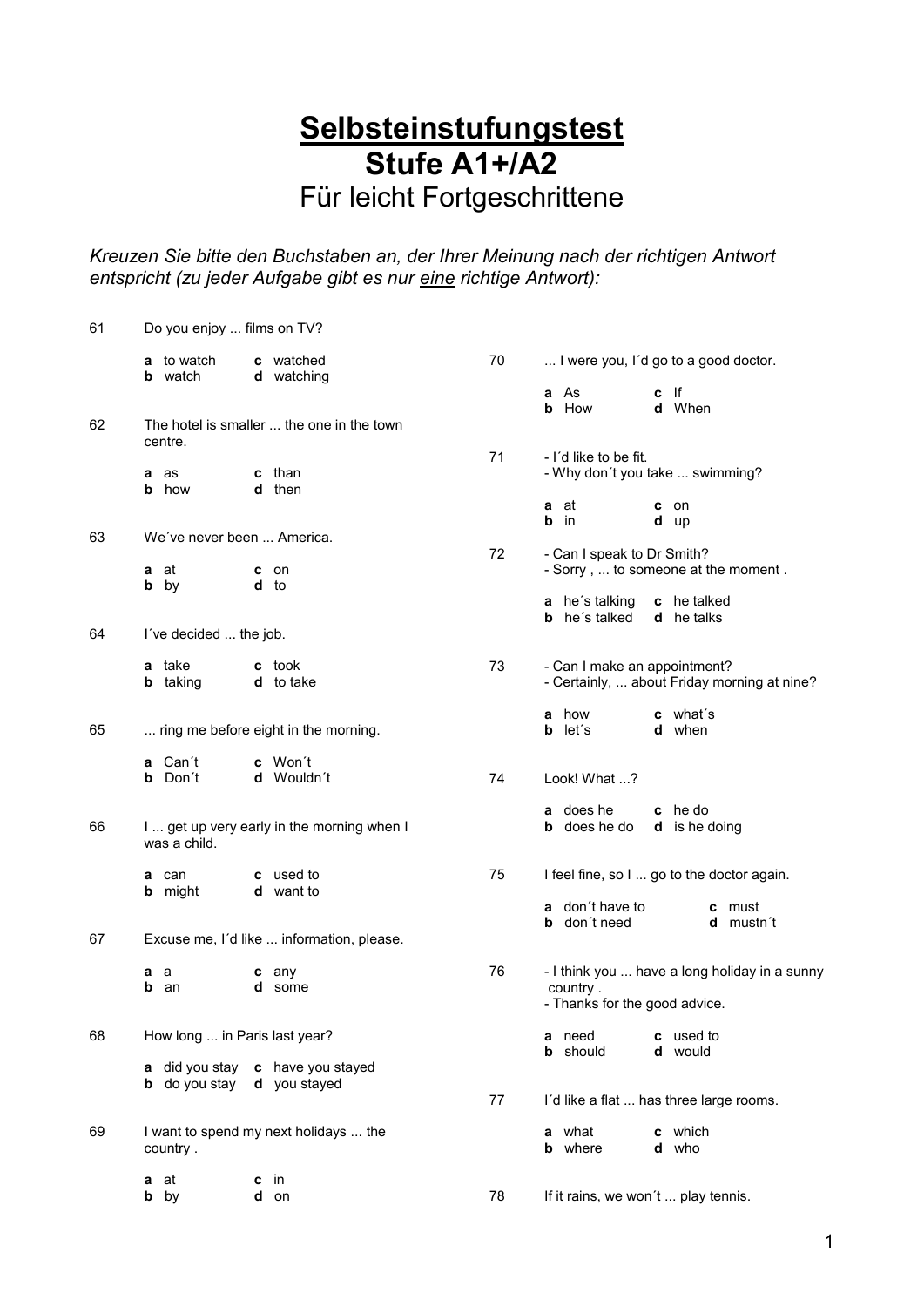# Selbsteinstufungstest
# Stufe A1+/A2
## Für leicht Fortgeschrittene

*Kreuzen Sie bitte den Buchstaben an, der Ihrer Meinung nach der richtigen Antwort entspricht (zu jeder Aufgabe gibt es nur eine richtige Antwort):*

61 Do you enjoy ... films on TV?

**a** to watch **c** watched
**b** watch **d** watching

62 The hotel is smaller ... the one in the town centre.

**a** as **c** than
**b** how **d** then

63 We´ve never been ... America.

**a** at **c** on
**b** by **d** to

64 I´ve decided ... the job.

**a** take **c** took
**b** taking **d** to take

65 ... ring me before eight in the morning.

**a** Can´t **c** Won´t
**b** Don´t **d** Wouldn´t

66 I ... get up very early in the morning when I was a child.

**a** can **c** used to
**b** might **d** want to

67 Excuse me, I´d like ... information, please.

**a** a **c** any
**b** an **d** some

68 How long ... in Paris last year?

**a** did you stay **c** have you stayed
**b** do you stay **d** you stayed

69 I want to spend my next holidays ... the country .

**a** at **c** in
**b** by **d** on

70 ... I were you, I´d go to a good doctor.

**a** As **c** If
**b** How **d** When

71 - I´d like to be fit.
- Why don´t you take ... swimming?

**a** at **c** on
**b** in **d** up

72 - Can I speak to Dr Smith?
- Sorry , ... to someone at the moment .

**a** he´s talking **c** he talked
**b** he´s talked **d** he talks

73 - Can I make an appointment?
- Certainly, ... about Friday morning at nine?

**a** how **c** what´s
**b** let´s **d** when

74 Look! What ...?

**a** does he **c** he do
**b** does he do **d** is he doing

75 I feel fine, so I ... go to the doctor again.

**a** don´t have to **c** must
**b** don´t need **d** mustn´t

76 - I think you ... have a long holiday in a sunny country .
- Thanks for the good advice.

**a** need **c** used to
**b** should **d** would

77 I´d like a flat ... has three large rooms.

**a** what **c** which
**b** where **d** who

78 If it rains, we won´t ... play tennis.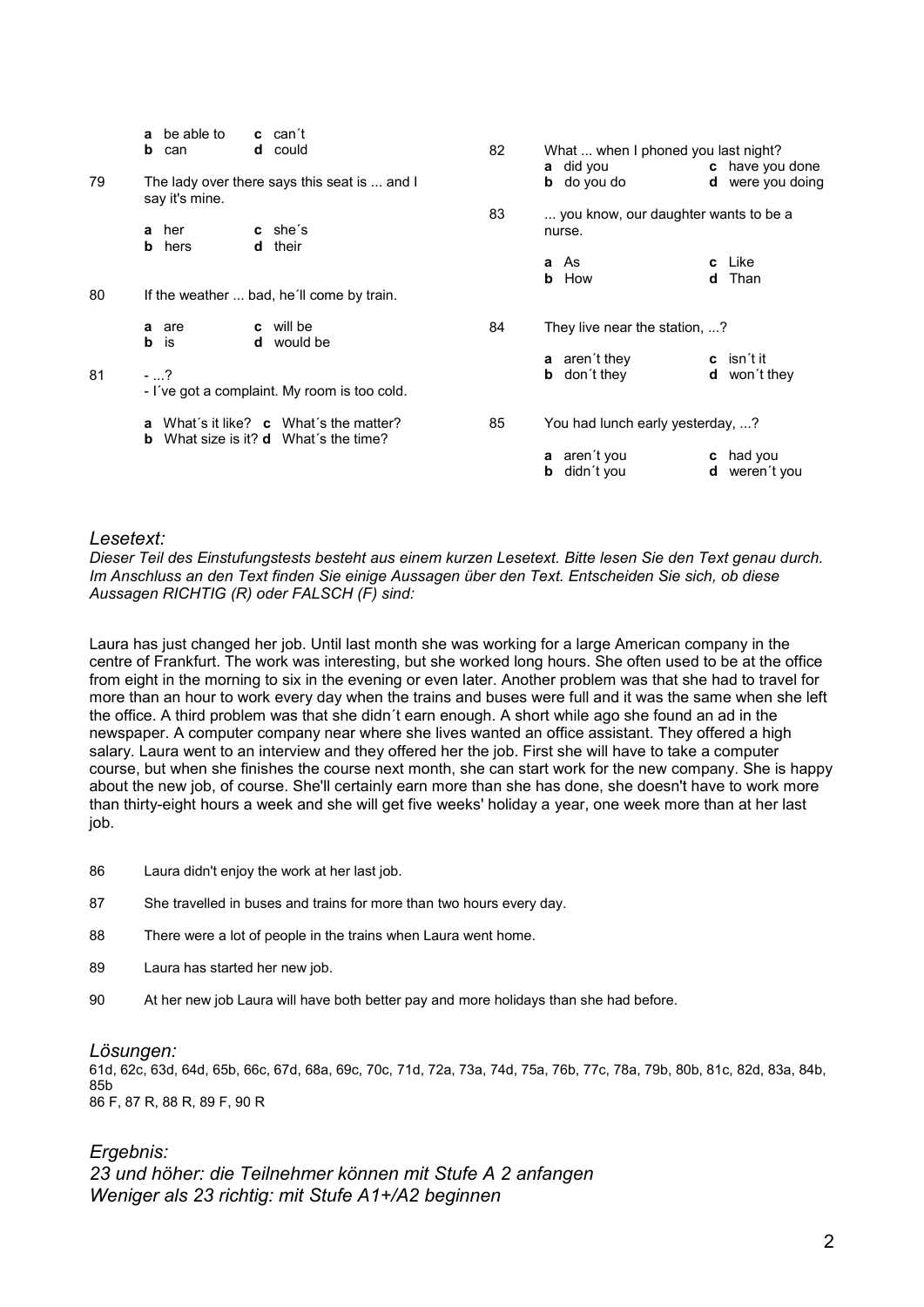a be able to c can´t
b can d could

79 The lady over there says this seat is ... and I say it's mine.

a her c she´s
b hers d their

80 If the weather ... bad, he´ll come by train.

a are c will be
b is d would be

81 - ...?
- I´ve got a complaint. My room is too cold.

a What´s it like? c What´s the matter?
b What size is it? d What´s the time?

82 What ... when I phoned you last night?

a did you c have you done
b do you do d were you doing

83 ... you know, our daughter wants to be a nurse.

a As c Like
b How d Than

84 They live near the station, ...?

a aren´t they c isn´t it
b don´t they d won´t they

85 You had lunch early yesterday, ...?

a aren´t you c had you
b didn´t you d weren´t you

*Lesetext:*

*Dieser Teil des Einstufungstests besteht aus einem kurzen Lesetext. Bitte lesen Sie den Text genau durch. Im Anschluss an den Text finden Sie einige Aussagen über den Text. Entscheiden Sie sich, ob diese Aussagen RICHTIG (R) oder FALSCH (F) sind:*

Laura has just changed her job. Until last month she was working for a large American company in the centre of Frankfurt. The work was interesting, but she worked long hours. She often used to be at the office from eight in the morning to six in the evening or even later. Another problem was that she had to travel for more than an hour to work every day when the trains and buses were full and it was the same when she left the office. A third problem was that she didn´t earn enough. A short while ago she found an ad in the newspaper. A computer company near where she lives wanted an office assistant. They offered a high salary. Laura went to an interview and they offered her the job. First she will have to take a computer course, but when she finishes the course next month, she can start work for the new company. She is happy about the new job, of course. She'll certainly earn more than she has done, she doesn't have to work more than thirty-eight hours a week and she will get five weeks' holiday a year, one week more than at her last job.

86 Laura didn't enjoy the work at her last job.

87 She travelled in buses and trains for more than two hours every day.

88 There were a lot of people in the trains when Laura went home.

89 Laura has started her new job.

90 At her new job Laura will have both better pay and more holidays than she had before.

*Lösungen:*

61d, 62c, 63d, 64d, 65b, 66c, 67d, 68a, 69c, 70c, 71d, 72a, 73a, 74d, 75a, 76b, 77c, 78a, 79b, 80b, 81c, 82d, 83a, 84b, 85b
86 F, 87 R, 88 R, 89 F, 90 R

*Ergebnis:*

*23 und höher: die Teilnehmer können mit Stufe A 2 anfangen*
*Weniger als 23 richtig: mit Stufe A1+/A2 beginnen*